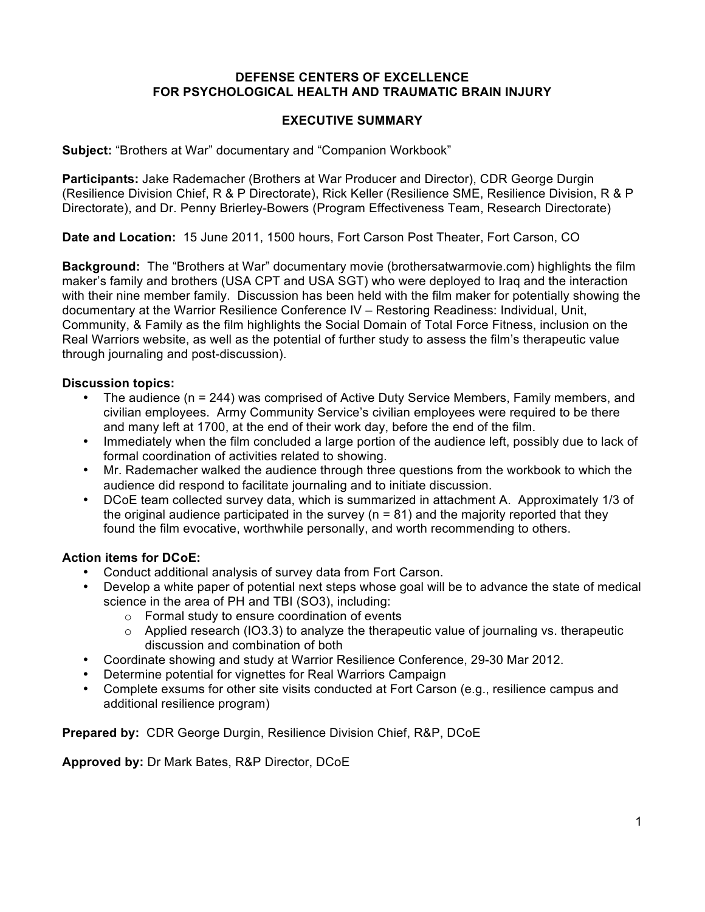**DEFENSE CENTERS OF EXCELLENCE**
**FOR PSYCHOLOGICAL HEALTH AND TRAUMATIC BRAIN INJURY**

**EXECUTIVE SUMMARY**

**Subject:** "Brothers at War" documentary and "Companion Workbook"

**Participants:** Jake Rademacher (Brothers at War Producer and Director), CDR George Durgin (Resilience Division Chief, R & P Directorate), Rick Keller (Resilience SME, Resilience Division, R & P Directorate), and Dr. Penny Brierley-Bowers (Program Effectiveness Team, Research Directorate)

**Date and Location:** 15 June 2011, 1500 hours, Fort Carson Post Theater, Fort Carson, CO

**Background:** The "Brothers at War" documentary movie (brothersatwarmovie.com) highlights the film maker's family and brothers (USA CPT and USA SGT) who were deployed to Iraq and the interaction with their nine member family. Discussion has been held with the film maker for potentially showing the documentary at the Warrior Resilience Conference IV – Restoring Readiness: Individual, Unit, Community, & Family as the film highlights the Social Domain of Total Force Fitness, inclusion on the Real Warriors website, as well as the potential of further study to assess the film's therapeutic value through journaling and post-discussion).

**Discussion topics:**

- The audience (n = 244) was comprised of Active Duty Service Members, Family members, and civilian employees. Army Community Service's civilian employees were required to be there and many left at 1700, at the end of their work day, before the end of the film.
- Immediately when the film concluded a large portion of the audience left, possibly due to lack of formal coordination of activities related to showing.
- Mr. Rademacher walked the audience through three questions from the workbook to which the audience did respond to facilitate journaling and to initiate discussion.
- DCoE team collected survey data, which is summarized in attachment A. Approximately 1/3 of the original audience participated in the survey (n = 81) and the majority reported that they found the film evocative, worthwhile personally, and worth recommending to others.

**Action items for DCoE:**

- Conduct additional analysis of survey data from Fort Carson.
- Develop a white paper of potential next steps whose goal will be to advance the state of medical science in the area of PH and TBI (SO3), including:
  - Formal study to ensure coordination of events
  - Applied research (IO3.3) to analyze the therapeutic value of journaling vs. therapeutic discussion and combination of both
- Coordinate showing and study at Warrior Resilience Conference, 29-30 Mar 2012.
- Determine potential for vignettes for Real Warriors Campaign
- Complete exsums for other site visits conducted at Fort Carson (e.g., resilience campus and additional resilience program)

**Prepared by:** CDR George Durgin, Resilience Division Chief, R&P, DCoE

**Approved by:** Dr Mark Bates, R&P Director, DCoE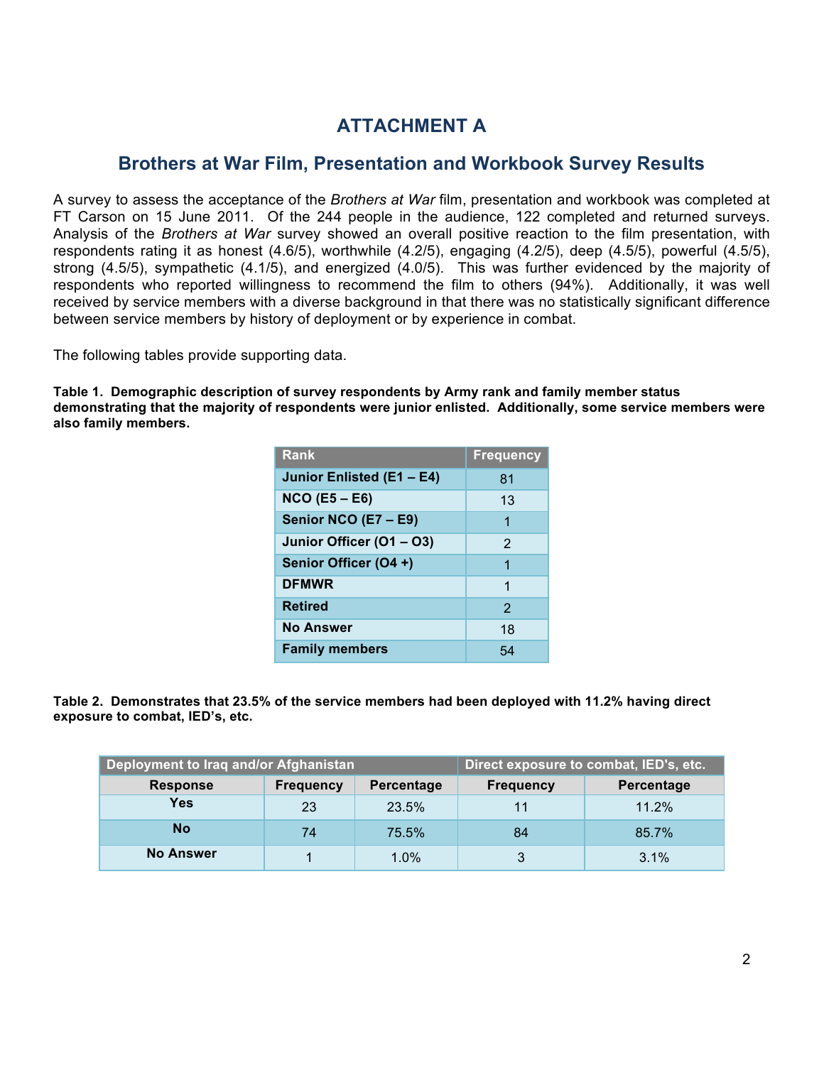# ATTACHMENT A

## Brothers at War Film, Presentation and Workbook Survey Results

A survey to assess the acceptance of the *Brothers at War* film, presentation and workbook was completed at FT Carson on 15 June 2011. Of the 244 people in the audience, 122 completed and returned surveys. Analysis of the *Brothers at War* survey showed an overall positive reaction to the film presentation, with respondents rating it as honest (4.6/5), worthwhile (4.2/5), engaging (4.2/5), deep (4.5/5), powerful (4.5/5), strong (4.5/5), sympathetic (4.1/5), and energized (4.0/5). This was further evidenced by the majority of respondents who reported willingness to recommend the film to others (94%). Additionally, it was well received by service members with a diverse background in that there was no statistically significant difference between service members by history of deployment or by experience in combat.

The following tables provide supporting data.

**Table 1. Demographic description of survey respondents by Army rank and family member status demonstrating that the majority of respondents were junior enlisted. Additionally, some service members were also family members.**

| Rank | Frequency |
|---|---|
| **Junior Enlisted (E1 – E4)** | 81 |
| **NCO (E5 – E6)** | 13 |
| **Senior NCO (E7 – E9)** | 1 |
| **Junior Officer (O1 – O3)** | 2 |
| **Senior Officer (O4 +)** | 1 |
| **DFMWR** | 1 |
| **Retired** | 2 |
| **No Answer** | 18 |
| **Family members** | 54 |

**Table 2. Demonstrates that 23.5% of the service members had been deployed with 11.2% having direct exposure to combat, IED's, etc.**

| Deployment to Iraq and/or Afghanistan | | | Direct exposure to combat, IED's, etc. | |
|---|---|---|---|---|
| **Response** | **Frequency** | **Percentage** | **Frequency** | **Percentage** |
| **Yes** | 23 | 23.5% | 11 | 11.2% |
| **No** | 74 | 75.5% | 84 | 85.7% |
| **No Answer** | 1 | 1.0% | 3 | 3.1% |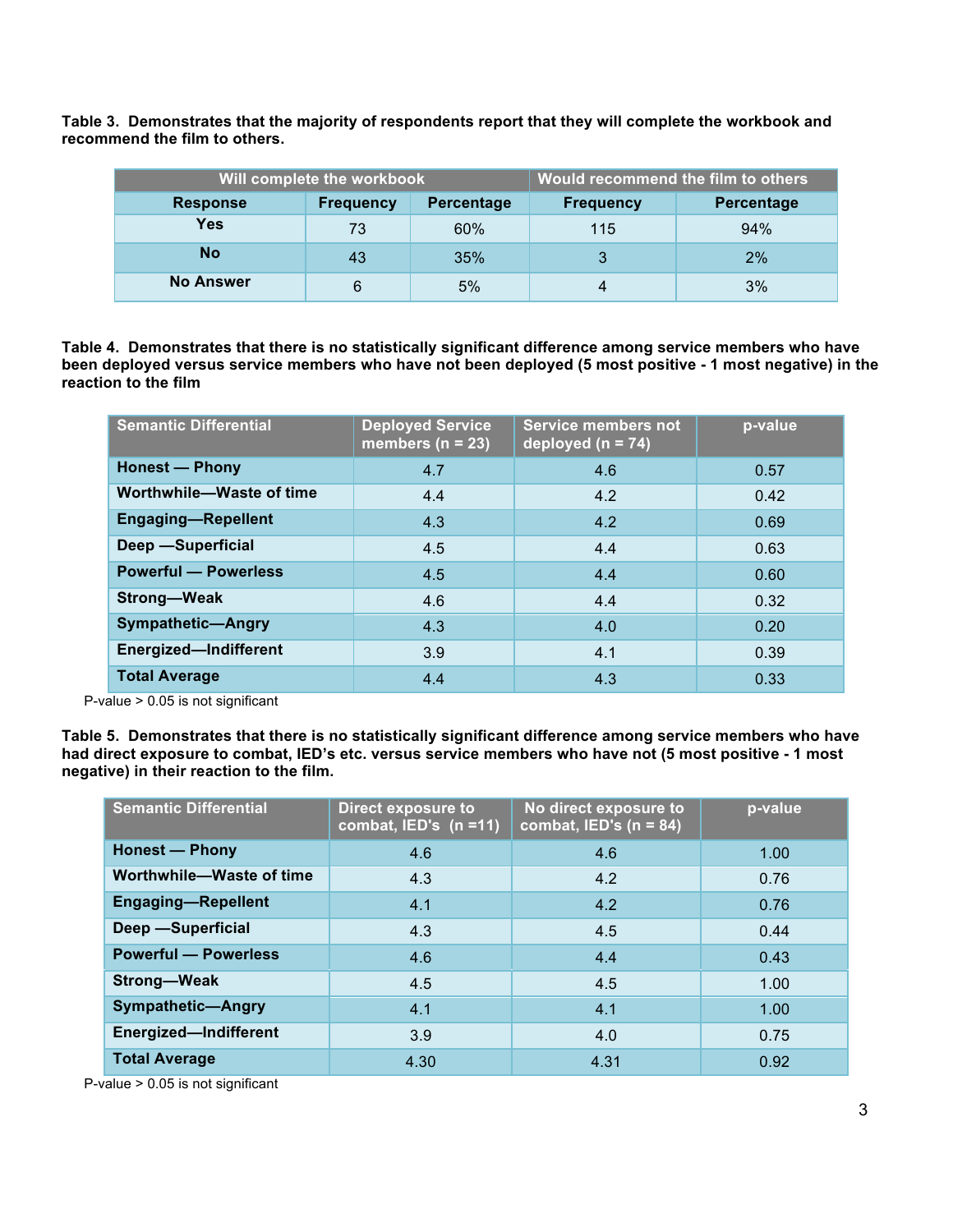**Table 3. Demonstrates that the majority of respondents report that they will complete the workbook and recommend the film to others.**

| Will complete the workbook | | | Would recommend the film to others | |
|---|---|---|---|---|
| **Response** | **Frequency** | **Percentage** | **Frequency** | **Percentage** |
| **Yes** | 73 | 60% | 115 | 94% |
| **No** | 43 | 35% | 3 | 2% |
| **No Answer** | 6 | 5% | 4 | 3% |

**Table 4. Demonstrates that there is no statistically significant difference among service members who have been deployed versus service members who have not been deployed (5 most positive - 1 most negative) in the reaction to the film**

| Semantic Differential | Deployed Service members (n = 23) | Service members not deployed (n = 74) | p-value |
|---|---|---|---|
| **Honest — Phony** | 4.7 | 4.6 | 0.57 |
| **Worthwhile—Waste of time** | 4.4 | 4.2 | 0.42 |
| **Engaging—Repellent** | 4.3 | 4.2 | 0.69 |
| **Deep —Superficial** | 4.5 | 4.4 | 0.63 |
| **Powerful — Powerless** | 4.5 | 4.4 | 0.60 |
| **Strong—Weak** | 4.6 | 4.4 | 0.32 |
| **Sympathetic—Angry** | 4.3 | 4.0 | 0.20 |
| **Energized—Indifferent** | 3.9 | 4.1 | 0.39 |
| **Total Average** | 4.4 | 4.3 | 0.33 |

P-value > 0.05 is not significant

**Table 5. Demonstrates that there is no statistically significant difference among service members who have had direct exposure to combat, IED's etc. versus service members who have not (5 most positive - 1 most negative) in their reaction to the film.**

| Semantic Differential | Direct exposure to combat, IED's (n =11) | No direct exposure to combat, IED's (n = 84) | p-value |
|---|---|---|---|
| **Honest — Phony** | 4.6 | 4.6 | 1.00 |
| **Worthwhile—Waste of time** | 4.3 | 4.2 | 0.76 |
| **Engaging—Repellent** | 4.1 | 4.2 | 0.76 |
| **Deep —Superficial** | 4.3 | 4.5 | 0.44 |
| **Powerful — Powerless** | 4.6 | 4.4 | 0.43 |
| **Strong—Weak** | 4.5 | 4.5 | 1.00 |
| **Sympathetic—Angry** | 4.1 | 4.1 | 1.00 |
| **Energized—Indifferent** | 3.9 | 4.0 | 0.75 |
| **Total Average** | 4.30 | 4.31 | 0.92 |

P-value > 0.05 is not significant